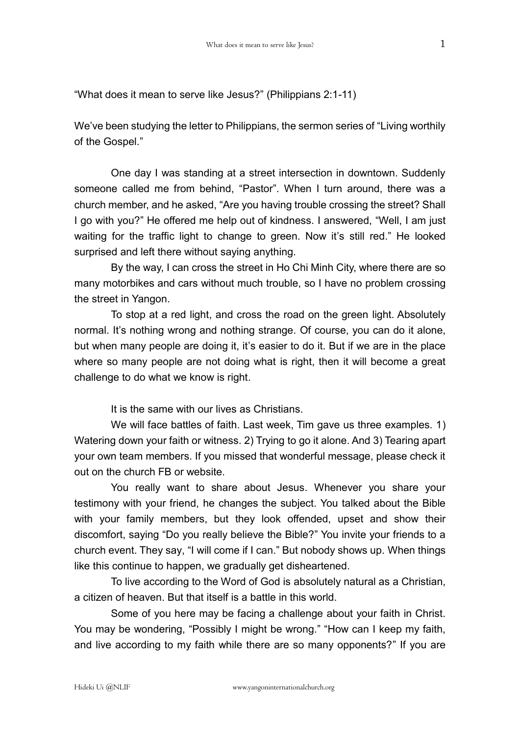"What does it mean to serve like Jesus?" (Philippians 2:1-11)

We've been studying the letter to Philippians, the sermon series of "Living worthily of the Gospel."

One day I was standing at a street intersection in downtown. Suddenly someone called me from behind, "Pastor". When I turn around, there was a church member, and he asked, "Are you having trouble crossing the street? Shall I go with you?" He offered me help out of kindness. I answered, "Well, I am just waiting for the traffic light to change to green. Now it's still red." He looked surprised and left there without saying anything.

By the way, I can cross the street in Ho Chi Minh City, where there are so many motorbikes and cars without much trouble, so I have no problem crossing the street in Yangon.

To stop at a red light, and cross the road on the green light. Absolutely normal. It's nothing wrong and nothing strange. Of course, you can do it alone, but when many people are doing it, it's easier to do it. But if we are in the place where so many people are not doing what is right, then it will become a great challenge to do what we know is right.

It is the same with our lives as Christians.

We will face battles of faith. Last week, Tim gave us three examples. 1) Watering down your faith or witness. 2) Trying to go it alone. And 3) Tearing apart your own team members. If you missed that wonderful message, please check it out on the church FB or website.

You really want to share about Jesus. Whenever you share your testimony with your friend, he changes the subject. You talked about the Bible with your family members, but they look offended, upset and show their discomfort, saying "Do you really believe the Bible?" You invite your friends to a church event. They say, "I will come if I can." But nobody shows up. When things like this continue to happen, we gradually get disheartened.

To live according to the Word of God is absolutely natural as a Christian, a citizen of heaven. But that itself is a battle in this world.

Some of you here may be facing a challenge about your faith in Christ. You may be wondering, "Possibly I might be wrong." "How can I keep my faith, and live according to my faith while there are so many opponents?" If you are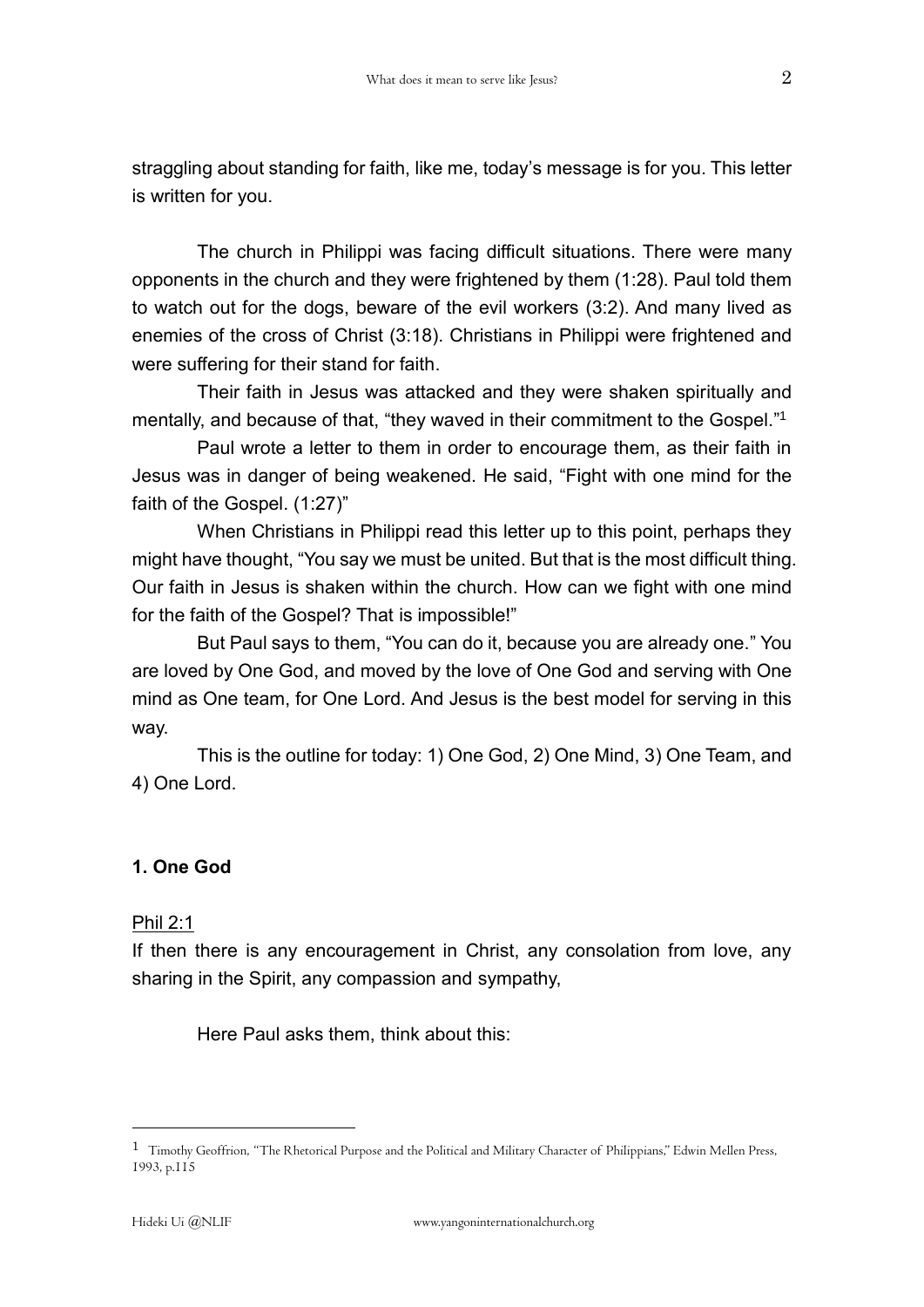straggling about standing for faith, like me, today's message is for you. This letter is written for you.

The church in Philippi was facing difficult situations. There were many opponents in the church and they were frightened by them (1:28). Paul told them to watch out for the dogs, beware of the evil workers (3:2). And many lived as enemies of the cross of Christ (3:18). Christians in Philippi were frightened and were suffering for their stand for faith.

Their faith in Jesus was attacked and they were shaken spiritually and mentally, and because of that, "they waved in their commitment to the Gospel."[1]

Paul wrote a letter to them in order to encourage them, as their faith in Jesus was in danger of being weakened. He said, "Fight with one mind for the faith of the Gospel. (1:27)"

When Christians in Philippi read this letter up to this point, perhaps they might have thought, "You say we must be united. But that is the most difficult thing. Our faith in Jesus is shaken within the church. How can we fight with one mind for the faith of the Gospel? That is impossible!"

But Paul says to them, "You can do it, because you are already one." You are loved by One God, and moved by the love of One God and serving with One mind as One team, for One Lord. And Jesus is the best model for serving in this way.

This is the outline for today: 1) One God, 2) One Mind, 3) One Team, and 4) One Lord.

## 1. One God

Phil 2:1

If then there is any encouragement in Christ, any consolation from love, any sharing in the Spirit, any compassion and sympathy,

Here Paul asks them, think about this:

---

[1] Timothy Geoffrion, "The Rhetorical Purpose and the Political and Military Character of Philippians," Edwin Mellen Press, 1993, p.115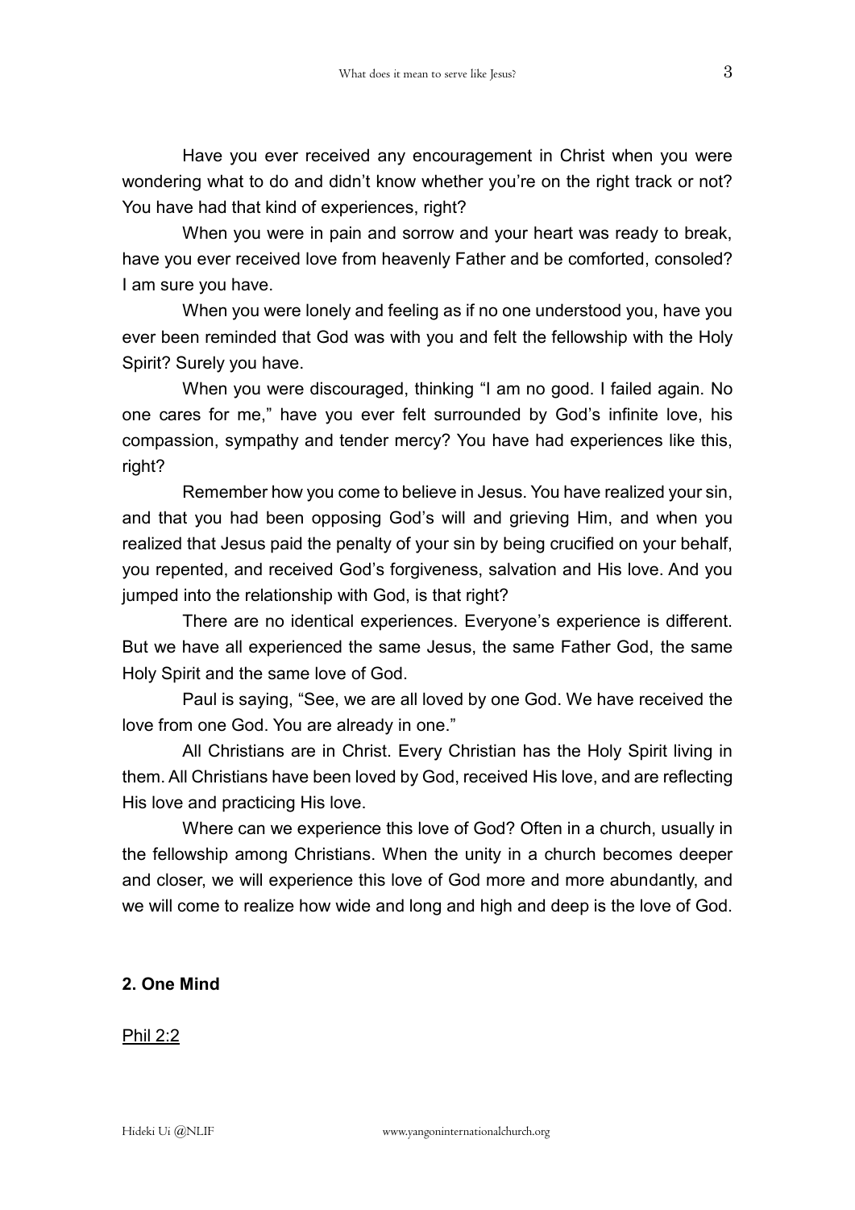Have you ever received any encouragement in Christ when you were wondering what to do and didn't know whether you're on the right track or not? You have had that kind of experiences, right?

When you were in pain and sorrow and your heart was ready to break, have you ever received love from heavenly Father and be comforted, consoled? I am sure you have.

When you were lonely and feeling as if no one understood you, have you ever been reminded that God was with you and felt the fellowship with the Holy Spirit? Surely you have.

When you were discouraged, thinking "I am no good. I failed again. No one cares for me," have you ever felt surrounded by God's infinite love, his compassion, sympathy and tender mercy? You have had experiences like this, right?

Remember how you come to believe in Jesus. You have realized your sin, and that you had been opposing God's will and grieving Him, and when you realized that Jesus paid the penalty of your sin by being crucified on your behalf, you repented, and received God's forgiveness, salvation and His love. And you jumped into the relationship with God, is that right?

There are no identical experiences. Everyone's experience is different. But we have all experienced the same Jesus, the same Father God, the same Holy Spirit and the same love of God.

Paul is saying, "See, we are all loved by one God. We have received the love from one God. You are already in one."

All Christians are in Christ. Every Christian has the Holy Spirit living in them. All Christians have been loved by God, received His love, and are reflecting His love and practicing His love.

Where can we experience this love of God? Often in a church, usually in the fellowship among Christians. When the unity in a church becomes deeper and closer, we will experience this love of God more and more abundantly, and we will come to realize how wide and long and high and deep is the love of God.

## 2. One Mind

Phil 2:2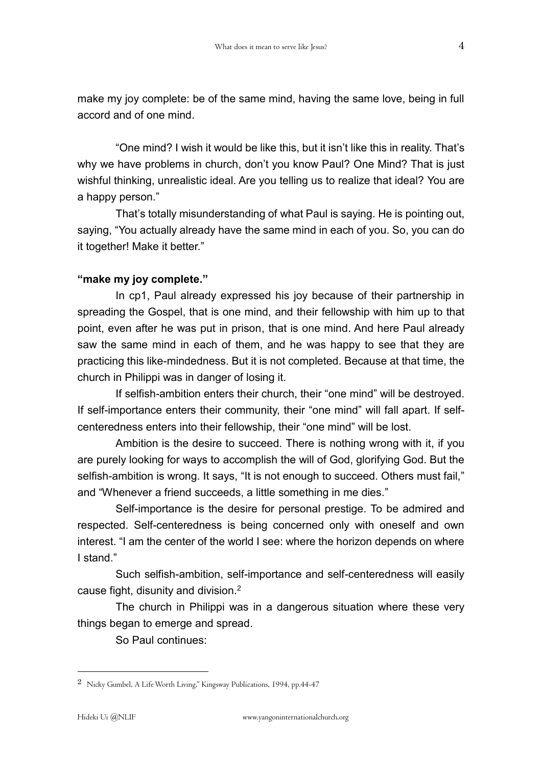make my joy complete: be of the same mind, having the same love, being in full accord and of one mind.

"One mind? I wish it would be like this, but it isn't like this in reality. That's why we have problems in church, don't you know Paul? One Mind? That is just wishful thinking, unrealistic ideal. Are you telling us to realize that ideal? You are a happy person."

That's totally misunderstanding of what Paul is saying. He is pointing out, saying, "You actually already have the same mind in each of you. So, you can do it together! Make it better."

**"make my joy complete."**

In cp1, Paul already expressed his joy because of their partnership in spreading the Gospel, that is one mind, and their fellowship with him up to that point, even after he was put in prison, that is one mind. And here Paul already saw the same mind in each of them, and he was happy to see that they are practicing this like-mindedness. But it is not completed. Because at that time, the church in Philippi was in danger of losing it.

If selfish-ambition enters their church, their "one mind" will be destroyed. If self-importance enters their community, their "one mind" will fall apart. If self-centeredness enters into their fellowship, their "one mind" will be lost.

Ambition is the desire to succeed. There is nothing wrong with it, if you are purely looking for ways to accomplish the will of God, glorifying God. But the selfish-ambition is wrong. It says, "It is not enough to succeed. Others must fail," and "Whenever a friend succeeds, a little something in me dies."

Self-importance is the desire for personal prestige. To be admired and respected. Self-centeredness is being concerned only with oneself and own interest. "I am the center of the world I see: where the horizon depends on where I stand."

Such selfish-ambition, self-importance and self-centeredness will easily cause fight, disunity and division.[2]

The church in Philippi was in a dangerous situation where these very things began to emerge and spread.

So Paul continues:

---

[2] Nicky Gumbel, A Life Worth Living," Kingsway Publications, 1994, pp.44-47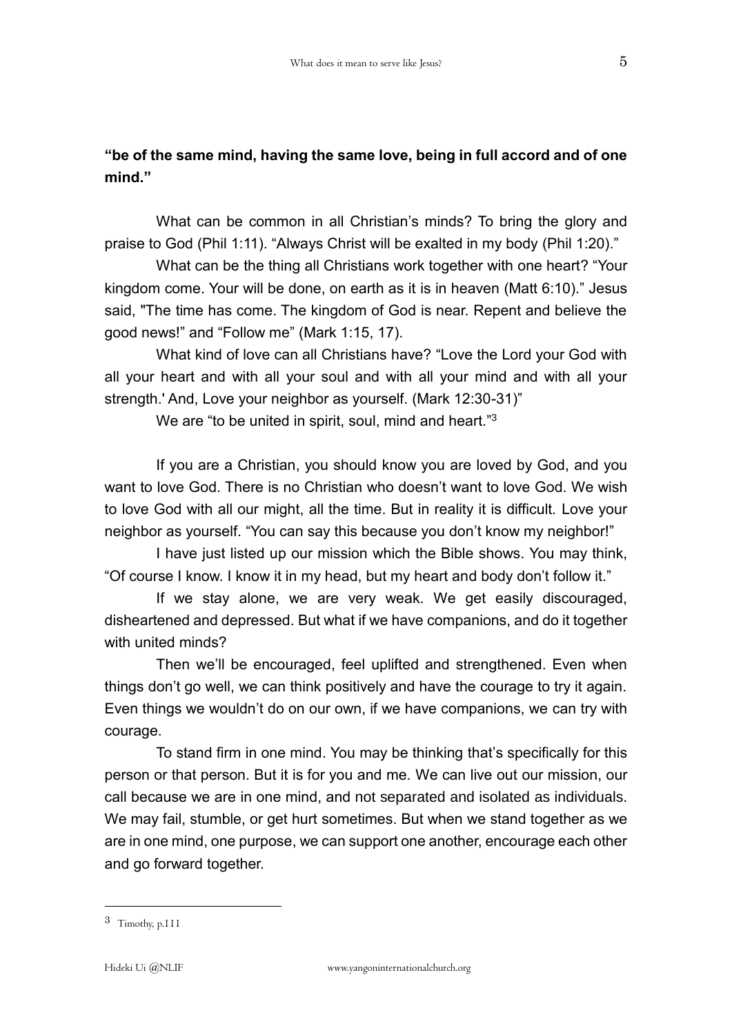**"be of the same mind, having the same love, being in full accord and of one mind."**

What can be common in all Christian's minds? To bring the glory and praise to God (Phil 1:11). "Always Christ will be exalted in my body (Phil 1:20)."

What can be the thing all Christians work together with one heart? "Your kingdom come. Your will be done, on earth as it is in heaven (Matt 6:10)." Jesus said, "The time has come. The kingdom of God is near. Repent and believe the good news!" and "Follow me" (Mark 1:15, 17).

What kind of love can all Christians have? "Love the Lord your God with all your heart and with all your soul and with all your mind and with all your strength.' And, Love your neighbor as yourself. (Mark 12:30-31)"

We are "to be united in spirit, soul, mind and heart."[3]

If you are a Christian, you should know you are loved by God, and you want to love God. There is no Christian who doesn't want to love God. We wish to love God with all our might, all the time. But in reality it is difficult. Love your neighbor as yourself. "You can say this because you don't know my neighbor!"

I have just listed up our mission which the Bible shows. You may think, "Of course I know. I know it in my head, but my heart and body don't follow it."

If we stay alone, we are very weak. We get easily discouraged, disheartened and depressed. But what if we have companions, and do it together with united minds?

Then we'll be encouraged, feel uplifted and strengthened. Even when things don't go well, we can think positively and have the courage to try it again. Even things we wouldn't do on our own, if we have companions, we can try with courage.

To stand firm in one mind. You may be thinking that's specifically for this person or that person. But it is for you and me. We can live out our mission, our call because we are in one mind, and not separated and isolated as individuals. We may fail, stumble, or get hurt sometimes. But when we stand together as we are in one mind, one purpose, we can support one another, encourage each other and go forward together.

---

[3] Timothy, p.111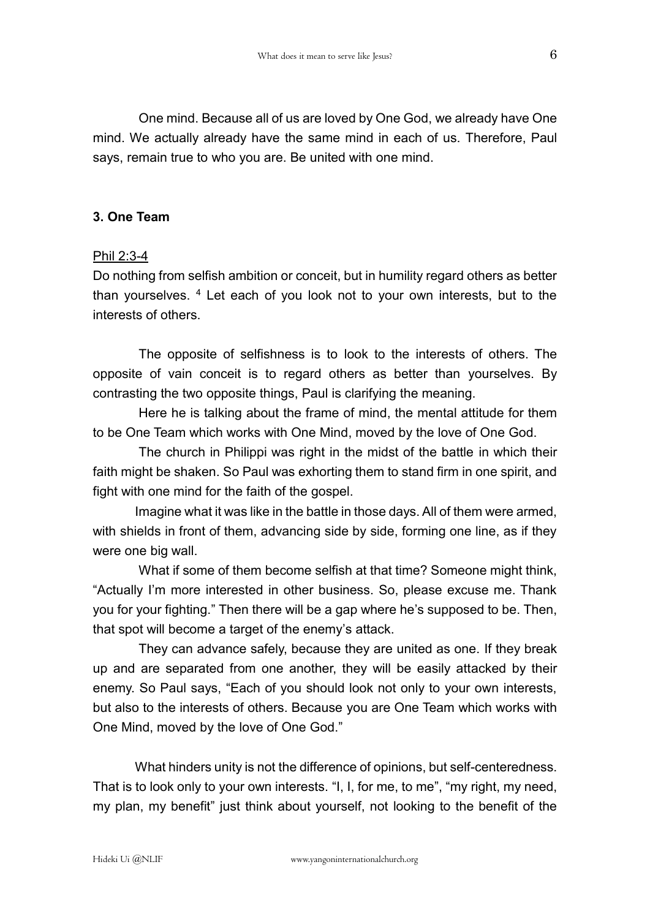One mind. Because all of us are loved by One God, we already have One mind. We actually already have the same mind in each of us. Therefore, Paul says, remain true to who you are. Be united with one mind.

### 3. One Team

Phil 2:3-4

Do nothing from selfish ambition or conceit, but in humility regard others as better than yourselves. [4] Let each of you look not to your own interests, but to the interests of others.

The opposite of selfishness is to look to the interests of others. The opposite of vain conceit is to regard others as better than yourselves. By contrasting the two opposite things, Paul is clarifying the meaning.

Here he is talking about the frame of mind, the mental attitude for them to be One Team which works with One Mind, moved by the love of One God.

The church in Philippi was right in the midst of the battle in which their faith might be shaken. So Paul was exhorting them to stand firm in one spirit, and fight with one mind for the faith of the gospel.

Imagine what it was like in the battle in those days. All of them were armed, with shields in front of them, advancing side by side, forming one line, as if they were one big wall.

What if some of them become selfish at that time? Someone might think, "Actually I'm more interested in other business. So, please excuse me. Thank you for your fighting." Then there will be a gap where he's supposed to be. Then, that spot will become a target of the enemy's attack.

They can advance safely, because they are united as one. If they break up and are separated from one another, they will be easily attacked by their enemy. So Paul says, "Each of you should look not only to your own interests, but also to the interests of others. Because you are One Team which works with One Mind, moved by the love of One God."

What hinders unity is not the difference of opinions, but self-centeredness. That is to look only to your own interests. "I, I, for me, to me", "my right, my need, my plan, my benefit" just think about yourself, not looking to the benefit of the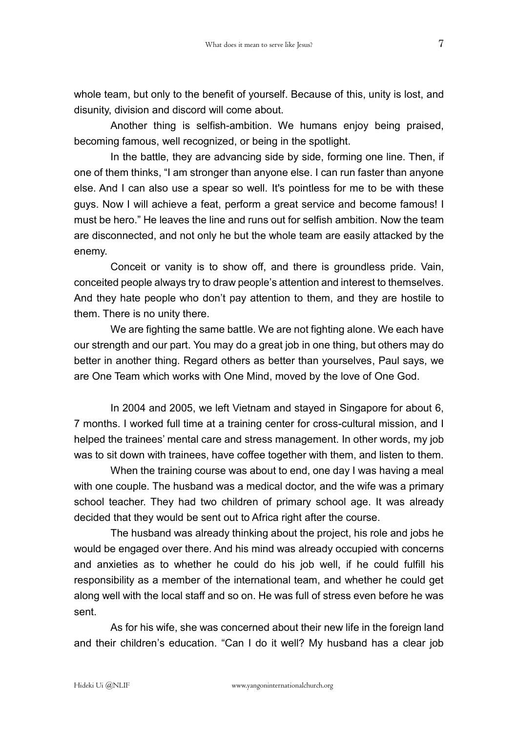whole team, but only to the benefit of yourself. Because of this, unity is lost, and disunity, division and discord will come about.

Another thing is selfish-ambition. We humans enjoy being praised, becoming famous, well recognized, or being in the spotlight.

In the battle, they are advancing side by side, forming one line. Then, if one of them thinks, "I am stronger than anyone else. I can run faster than anyone else. And I can also use a spear so well. It's pointless for me to be with these guys. Now I will achieve a feat, perform a great service and become famous! I must be hero." He leaves the line and runs out for selfish ambition. Now the team are disconnected, and not only he but the whole team are easily attacked by the enemy.

Conceit or vanity is to show off, and there is groundless pride. Vain, conceited people always try to draw people's attention and interest to themselves. And they hate people who don't pay attention to them, and they are hostile to them. There is no unity there.

We are fighting the same battle. We are not fighting alone. We each have our strength and our part. You may do a great job in one thing, but others may do better in another thing. Regard others as better than yourselves, Paul says, we are One Team which works with One Mind, moved by the love of One God.

In 2004 and 2005, we left Vietnam and stayed in Singapore for about 6, 7 months. I worked full time at a training center for cross-cultural mission, and I helped the trainees' mental care and stress management. In other words, my job was to sit down with trainees, have coffee together with them, and listen to them.

When the training course was about to end, one day I was having a meal with one couple. The husband was a medical doctor, and the wife was a primary school teacher. They had two children of primary school age. It was already decided that they would be sent out to Africa right after the course.

The husband was already thinking about the project, his role and jobs he would be engaged over there. And his mind was already occupied with concerns and anxieties as to whether he could do his job well, if he could fulfill his responsibility as a member of the international team, and whether he could get along well with the local staff and so on. He was full of stress even before he was sent.

As for his wife, she was concerned about their new life in the foreign land and their children's education. "Can I do it well? My husband has a clear job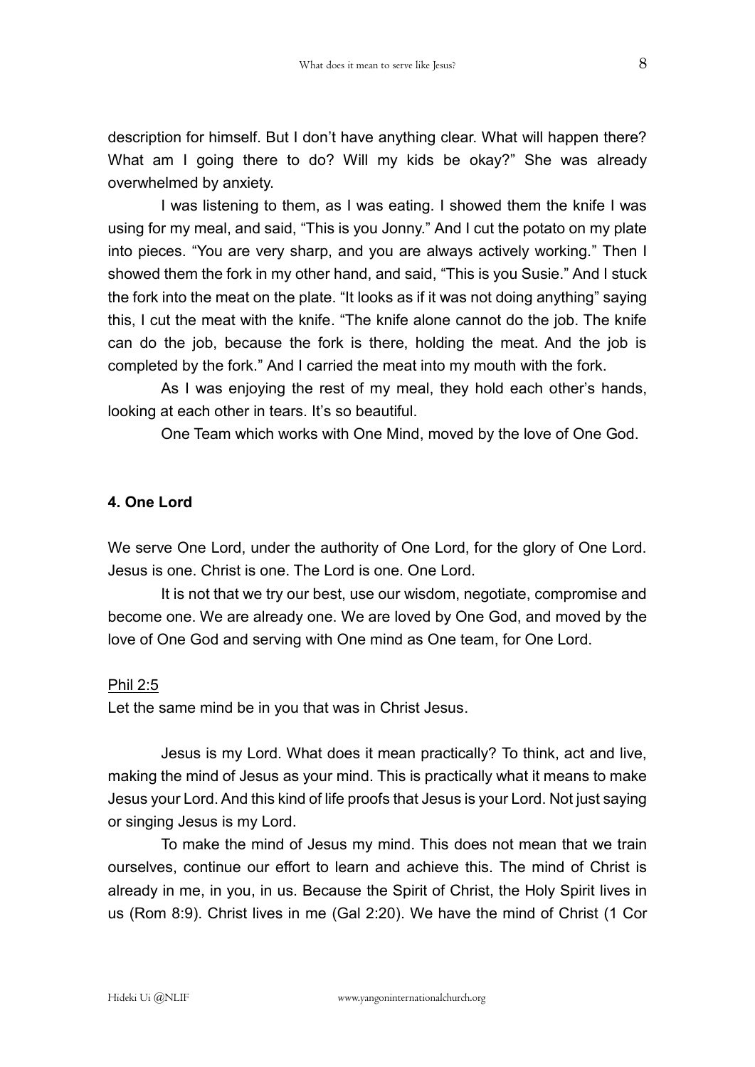description for himself. But I don't have anything clear. What will happen there? What am I going there to do? Will my kids be okay?" She was already overwhelmed by anxiety.

I was listening to them, as I was eating. I showed them the knife I was using for my meal, and said, "This is you Jonny." And I cut the potato on my plate into pieces. "You are very sharp, and you are always actively working." Then I showed them the fork in my other hand, and said, "This is you Susie." And I stuck the fork into the meat on the plate. "It looks as if it was not doing anything" saying this, I cut the meat with the knife. "The knife alone cannot do the job. The knife can do the job, because the fork is there, holding the meat. And the job is completed by the fork." And I carried the meat into my mouth with the fork.

As I was enjoying the rest of my meal, they hold each other's hands, looking at each other in tears. It's so beautiful.

One Team which works with One Mind, moved by the love of One God.

### 4. One Lord

We serve One Lord, under the authority of One Lord, for the glory of One Lord. Jesus is one. Christ is one. The Lord is one. One Lord.

It is not that we try our best, use our wisdom, negotiate, compromise and become one. We are already one. We are loved by One God, and moved by the love of One God and serving with One mind as One team, for One Lord.

<u>Phil 2:5</u>
Let the same mind be in you that was in Christ Jesus.

Jesus is my Lord. What does it mean practically? To think, act and live, making the mind of Jesus as your mind. This is practically what it means to make Jesus your Lord. And this kind of life proofs that Jesus is your Lord. Not just saying or singing Jesus is my Lord.

To make the mind of Jesus my mind. This does not mean that we train ourselves, continue our effort to learn and achieve this. The mind of Christ is already in me, in you, in us. Because the Spirit of Christ, the Holy Spirit lives in us (Rom 8:9). Christ lives in me (Gal 2:20). We have the mind of Christ (1 Cor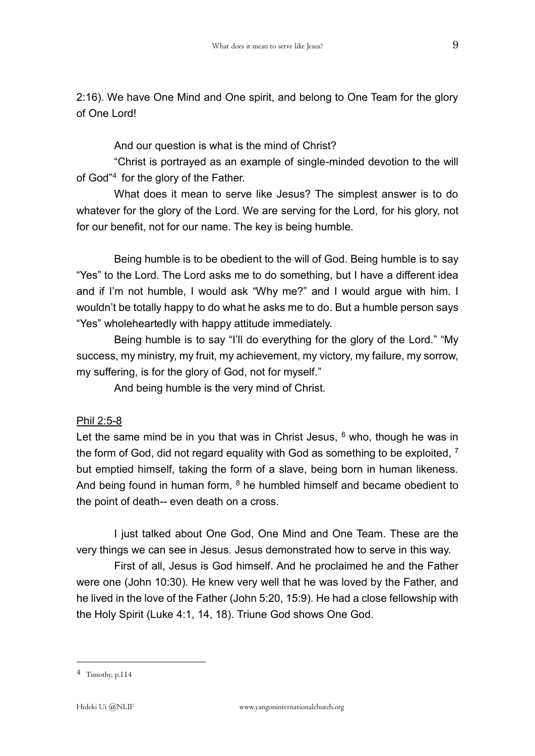2:16). We have One Mind and One spirit, and belong to One Team for the glory of One Lord!

And our question is what is the mind of Christ?

"Christ is portrayed as an example of single-minded devotion to the will of God"[4] for the glory of the Father.

What does it mean to serve like Jesus? The simplest answer is to do whatever for the glory of the Lord. We are serving for the Lord, for his glory, not for our benefit, not for our name. The key is being humble.

Being humble is to be obedient to the will of God. Being humble is to say "Yes" to the Lord. The Lord asks me to do something, but I have a different idea and if I'm not humble, I would ask "Why me?" and I would argue with him. I wouldn't be totally happy to do what he asks me to do. But a humble person says "Yes" wholeheartedly with happy attitude immediately.

Being humble is to say "I'll do everything for the glory of the Lord." "My success, my ministry, my fruit, my achievement, my victory, my failure, my sorrow, my suffering, is for the glory of God, not for myself."

And being humble is the very mind of Christ.

<u>Phil 2:5-8</u>

Let the same mind be in you that was in Christ Jesus, [6] who, though he was in the form of God, did not regard equality with God as something to be exploited, [7] but emptied himself, taking the form of a slave, being born in human likeness. And being found in human form, [8] he humbled himself and became obedient to the point of death-- even death on a cross.

I just talked about One God, One Mind and One Team. These are the very things we can see in Jesus. Jesus demonstrated how to serve in this way.

First of all, Jesus is God himself. And he proclaimed he and the Father were one (John 10:30). He knew very well that he was loved by the Father, and he lived in the love of the Father (John 5:20, 15:9). He had a close fellowship with the Holy Spirit (Luke 4:1, 14, 18). Triune God shows One God.

---

[4] Timothy, p.114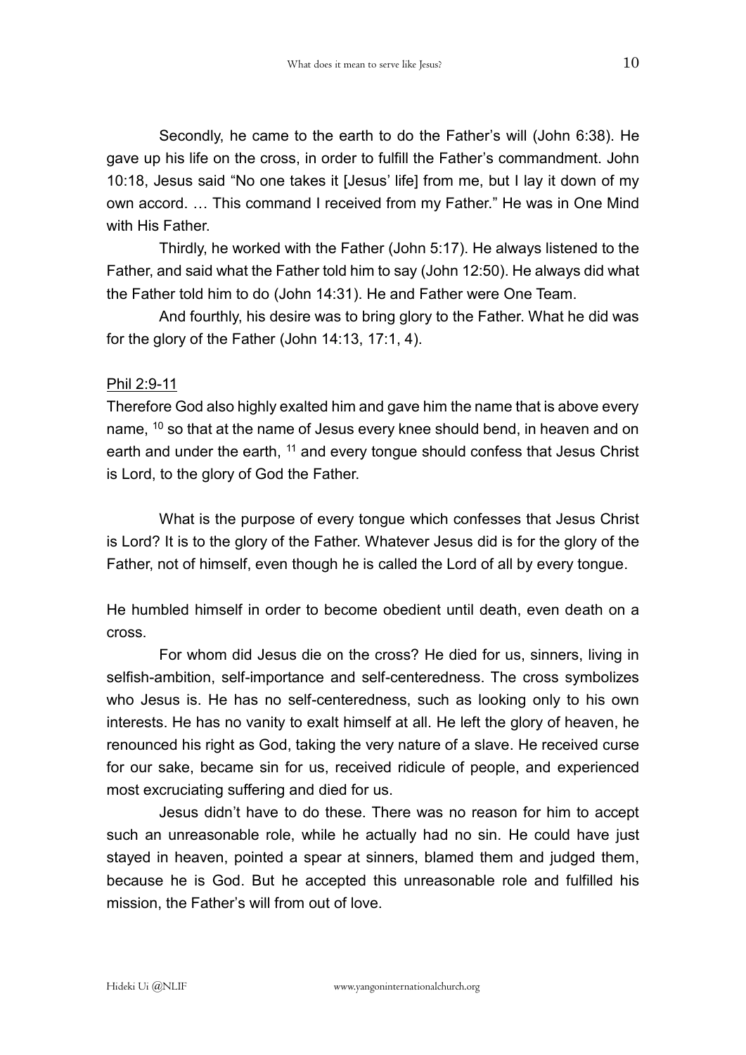Secondly, he came to the earth to do the Father's will (John 6:38). He gave up his life on the cross, in order to fulfill the Father's commandment. John 10:18, Jesus said "No one takes it [Jesus' life] from me, but I lay it down of my own accord. … This command I received from my Father." He was in One Mind with His Father.

Thirdly, he worked with the Father (John 5:17). He always listened to the Father, and said what the Father told him to say (John 12:50). He always did what the Father told him to do (John 14:31). He and Father were One Team.

And fourthly, his desire was to bring glory to the Father. What he did was for the glory of the Father (John 14:13, 17:1, 4).

<u>Phil 2:9-11</u>

Therefore God also highly exalted him and gave him the name that is above every name, [10] so that at the name of Jesus every knee should bend, in heaven and on earth and under the earth, [11] and every tongue should confess that Jesus Christ is Lord, to the glory of God the Father.

What is the purpose of every tongue which confesses that Jesus Christ is Lord? It is to the glory of the Father. Whatever Jesus did is for the glory of the Father, not of himself, even though he is called the Lord of all by every tongue.

He humbled himself in order to become obedient until death, even death on a cross.

For whom did Jesus die on the cross? He died for us, sinners, living in selfish-ambition, self-importance and self-centeredness. The cross symbolizes who Jesus is. He has no self-centeredness, such as looking only to his own interests. He has no vanity to exalt himself at all. He left the glory of heaven, he renounced his right as God, taking the very nature of a slave. He received curse for our sake, became sin for us, received ridicule of people, and experienced most excruciating suffering and died for us.

Jesus didn't have to do these. There was no reason for him to accept such an unreasonable role, while he actually had no sin. He could have just stayed in heaven, pointed a spear at sinners, blamed them and judged them, because he is God. But he accepted this unreasonable role and fulfilled his mission, the Father's will from out of love.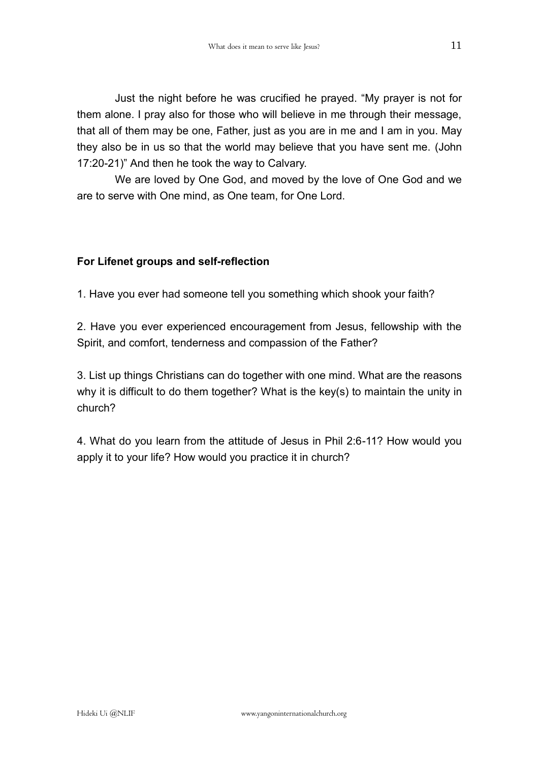Just the night before he was crucified he prayed. “My prayer is not for them alone. I pray also for those who will believe in me through their message, that all of them may be one, Father, just as you are in me and I am in you. May they also be in us so that the world may believe that you have sent me. (John 17:20-21)” And then he took the way to Calvary.

We are loved by One God, and moved by the love of One God and we are to serve with One mind, as One team, for One Lord.

**For Lifenet groups and self-reflection**

1. Have you ever had someone tell you something which shook your faith?

2. Have you ever experienced encouragement from Jesus, fellowship with the Spirit, and comfort, tenderness and compassion of the Father?

3. List up things Christians can do together with one mind. What are the reasons why it is difficult to do them together? What is the key(s) to maintain the unity in church?

4. What do you learn from the attitude of Jesus in Phil 2:6-11? How would you apply it to your life? How would you practice it in church?